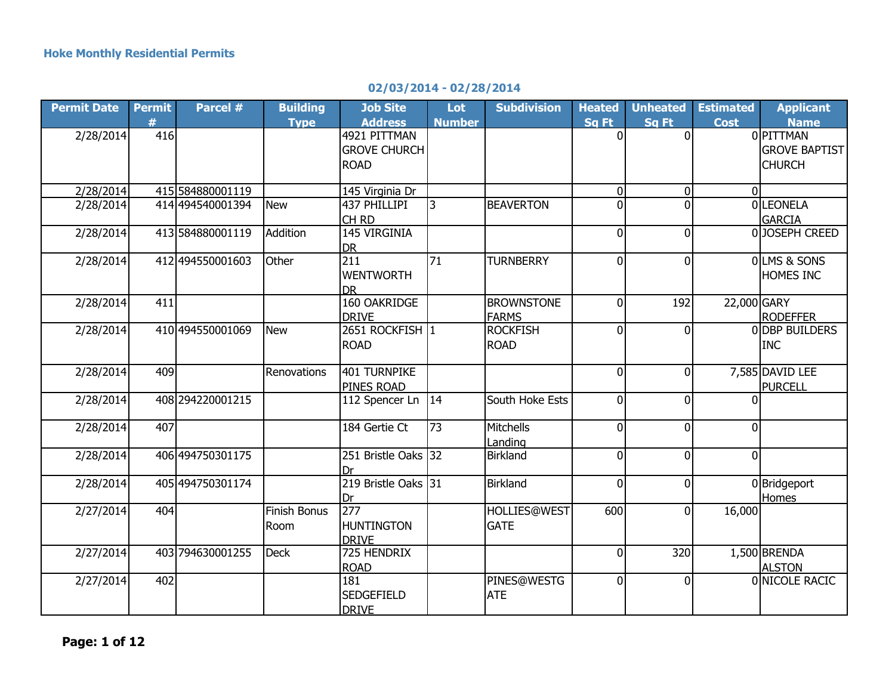**Hoke Monthly Residential Permits**

**02/03/2014 - 02/28/2014**

| Permit Date | Permit # | Parcel # | Building Type | Job Site Address | Lot Number | Subdivision | Heated Sq Ft | Unheated Sq Ft | Estimated Cost | Applicant Name |
|---|---|---|---|---|---|---|---|---|---|---|
| 2/28/2014 | 416 | | | 4921 PITTMAN GROVE CHURCH ROAD | | | 0 | 0 | 0 | PITTMAN GROVE BAPTIST CHURCH |
| 2/28/2014 | 415 | 584880001119 | | 145 Virginia Dr | | | 0 | 0 | 0 | |
| 2/28/2014 | 414 | 494540001394 | New | 437 PHILLIPI CH RD | 3 | BEAVERTON | 0 | 0 | 0 | LEONELA GARCIA |
| 2/28/2014 | 413 | 584880001119 | Addition | 145 VIRGINIA DR | | | 0 | 0 | 0 | JOSEPH CREED |
| 2/28/2014 | 412 | 494550001603 | Other | 211 WENTWORTH DR | 71 | TURNBERRY | 0 | 0 | 0 | LMS & SONS HOMES INC |
| 2/28/2014 | 411 | | | 160 OAKRIDGE DRIVE | | BROWNSTONE FARMS | 0 | 192 | 22,000 | GARY RODEFFER |
| 2/28/2014 | 410 | 494550001069 | New | 2651 ROCKFISH ROAD | 1 | ROCKFISH ROAD | 0 | 0 | 0 | DBP BUILDERS INC |
| 2/28/2014 | 409 | | Renovations | 401 TURNPIKE PINES ROAD | | | 0 | 0 | 7,585 | DAVID LEE PURCELL |
| 2/28/2014 | 408 | 294220001215 | | 112 Spencer Ln | 14 | South Hoke Ests | 0 | 0 | 0 | |
| 2/28/2014 | 407 | | | 184 Gertie Ct | 73 | Mitchells Landing | 0 | 0 | 0 | |
| 2/28/2014 | 406 | 494750301175 | | 251 Bristle Oaks Dr | 32 | Birkland | 0 | 0 | 0 | |
| 2/28/2014 | 405 | 494750301174 | | 219 Bristle Oaks Dr | 31 | Birkland | 0 | 0 | 0 | Bridgeport Homes |
| 2/27/2014 | 404 | | Finish Bonus Room | 277 HUNTINGTON DRIVE | | HOLLIES@WESTGATE | 600 | 0 | 16,000 | |
| 2/27/2014 | 403 | 794630001255 | Deck | 725 HENDRIX ROAD | | | 0 | 320 | 1,500 | BRENDA ALSTON |
| 2/27/2014 | 402 | | | 181 SEDGEFIELD DRIVE | | PINES@WESTGATE | 0 | 0 | 0 | NICOLE RACIC |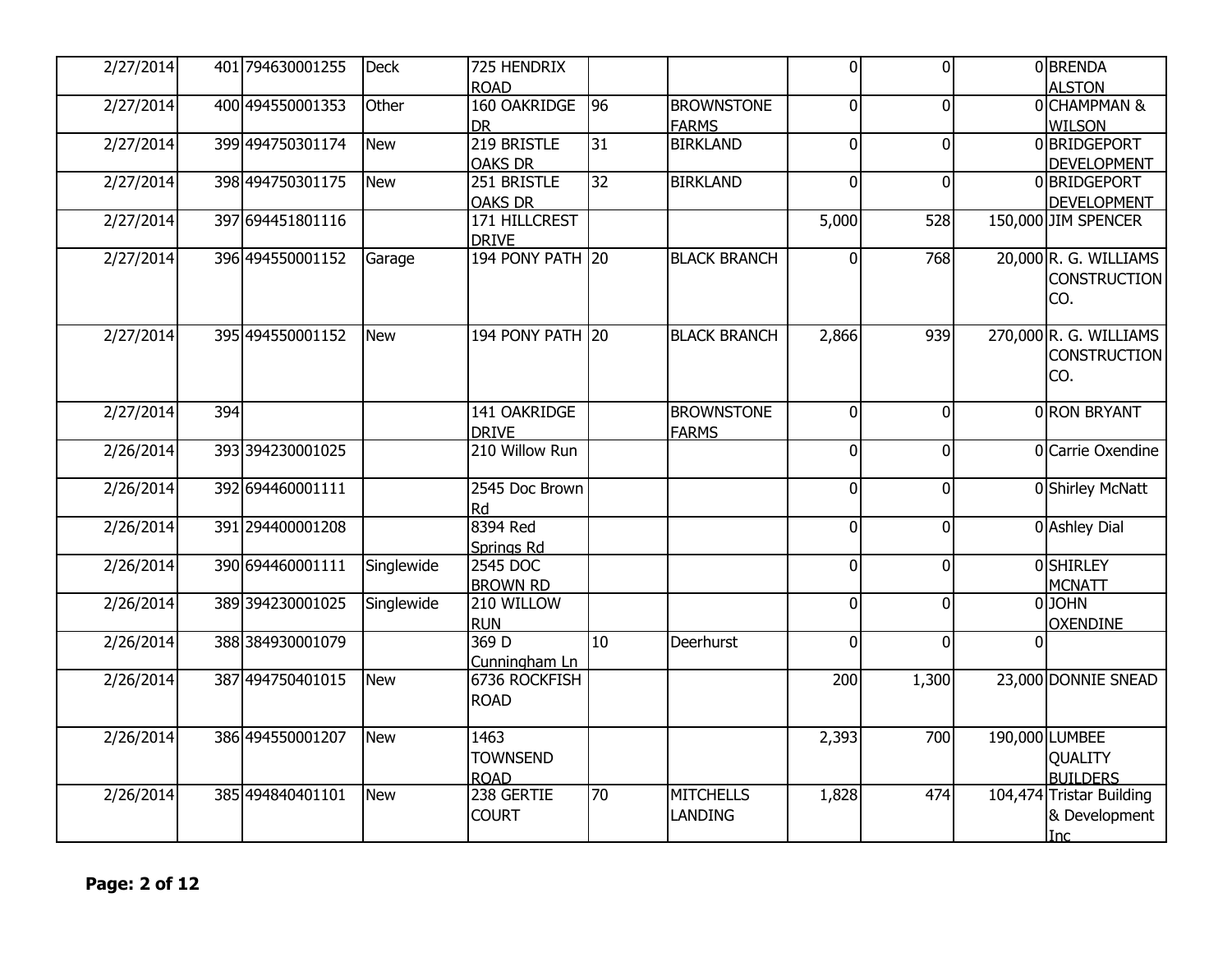| | | | | | | | | | | |
|---|---|---|---|---|---|---|---|---|---|---|
| 2/27/2014 | 401 | 794630001255 | Deck | 725 HENDRIX ROAD | | | 0 | 0 | 0 | BRENDA ALSTON |
| 2/27/2014 | 400 | 494550001353 | Other | 160 OAKRIDGE DR | 96 | BROWNSTONE FARMS | 0 | 0 | 0 | CHAMPMAN & WILSON |
| 2/27/2014 | 399 | 494750301174 | New | 219 BRISTLE OAKS DR | 31 | BIRKLAND | 0 | 0 | 0 | BRIDGEPORT DEVELOPMENT |
| 2/27/2014 | 398 | 494750301175 | New | 251 BRISTLE OAKS DR | 32 | BIRKLAND | 0 | 0 | 0 | BRIDGEPORT DEVELOPMENT |
| 2/27/2014 | 397 | 694451801116 | | 171 HILLCREST DRIVE | | | 5,000 | 528 | 150,000 | JIM SPENCER |
| 2/27/2014 | 396 | 494550001152 | Garage | 194 PONY PATH | 20 | BLACK BRANCH | 0 | 768 | 20,000 | R. G. WILLIAMS CONSTRUCTION CO. |
| 2/27/2014 | 395 | 494550001152 | New | 194 PONY PATH | 20 | BLACK BRANCH | 2,866 | 939 | 270,000 | R. G. WILLIAMS CONSTRUCTION CO. |
| 2/27/2014 | 394 | | | 141 OAKRIDGE DRIVE | | BROWNSTONE FARMS | 0 | 0 | 0 | RON BRYANT |
| 2/26/2014 | 393 | 394230001025 | | 210 Willow Run | | | 0 | 0 | 0 | Carrie Oxendine |
| 2/26/2014 | 392 | 694460001111 | | 2545 Doc Brown Rd | | | 0 | 0 | 0 | Shirley McNatt |
| 2/26/2014 | 391 | 294400001208 | | 8394 Red Springs Rd | | | 0 | 0 | 0 | Ashley Dial |
| 2/26/2014 | 390 | 694460001111 | Singlewide | 2545 DOC BROWN RD | | | 0 | 0 | 0 | SHIRLEY MCNATT |
| 2/26/2014 | 389 | 394230001025 | Singlewide | 210 WILLOW RUN | | | 0 | 0 | 0 | JOHN OXENDINE |
| 2/26/2014 | 388 | 384930001079 | | 369 D Cunningham Ln | 10 | Deerhurst | 0 | 0 | 0 | |
| 2/26/2014 | 387 | 494750401015 | New | 6736 ROCKFISH ROAD | | | 200 | 1,300 | 23,000 | DONNIE SNEAD |
| 2/26/2014 | 386 | 494550001207 | New | 1463 TOWNSEND ROAD | | | 2,393 | 700 | 190,000 | LUMBEE QUALITY BUILDERS |
| 2/26/2014 | 385 | 494840401101 | New | 238 GERTIE COURT | 70 | MITCHELLS LANDING | 1,828 | 474 | 104,474 | Tristar Building & Development Inc |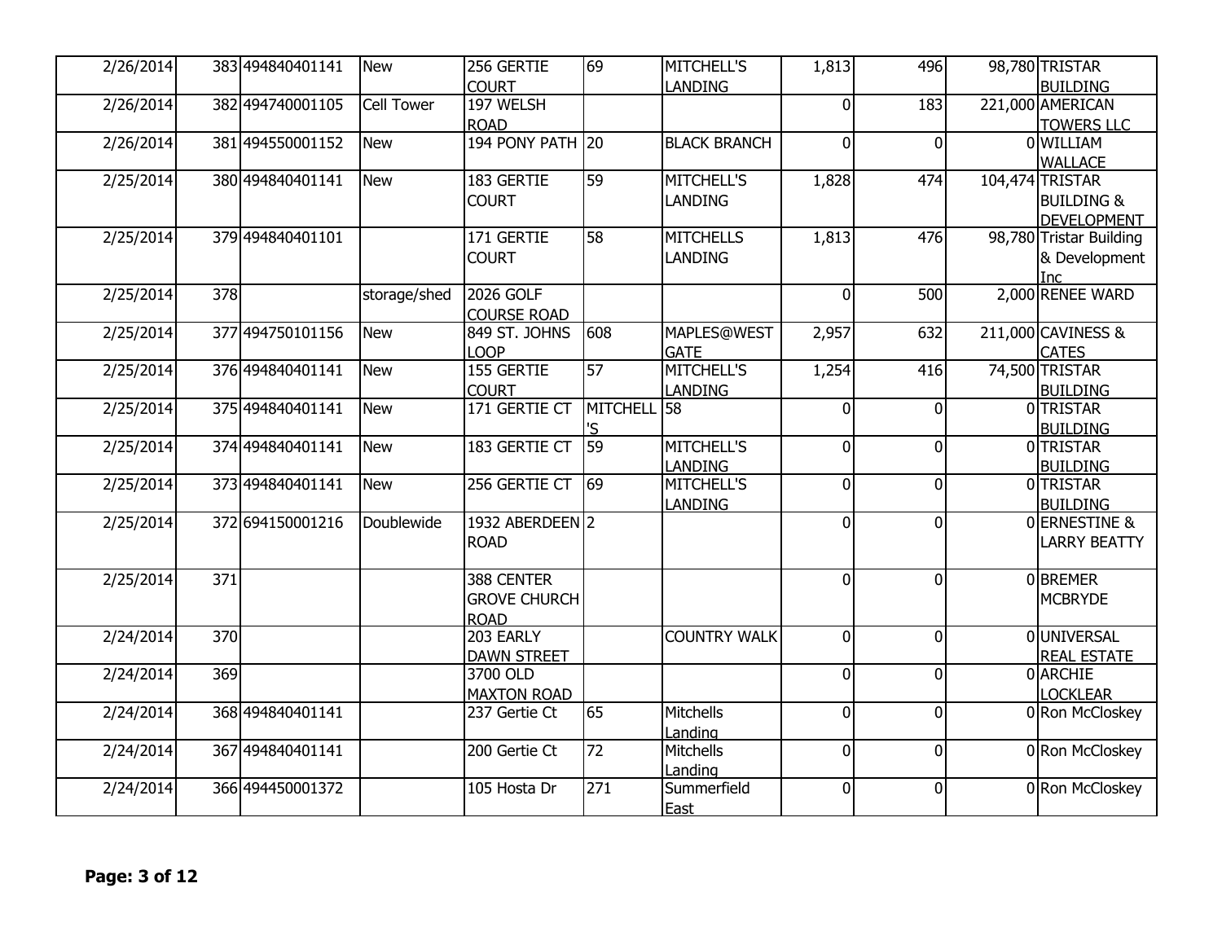| | | | | | | | | | | |
|---|---|---|---|---|---|---|---|---|---|---|
| 2/26/2014 | 383 | 494840401141 | New | 256 GERTIE COURT | 69 | MITCHELL'S LANDING | 1,813 | 496 | 98,780 | TRISTAR BUILDING |
| 2/26/2014 | 382 | 494740001105 | Cell Tower | 197 WELSH ROAD | | | 0 | 183 | 221,000 | AMERICAN TOWERS LLC |
| 2/26/2014 | 381 | 494550001152 | New | 194 PONY PATH | 20 | BLACK BRANCH | 0 | 0 | 0 | WILLIAM WALLACE |
| 2/25/2014 | 380 | 494840401141 | New | 183 GERTIE COURT | 59 | MITCHELL'S LANDING | 1,828 | 474 | 104,474 | TRISTAR BUILDING & DEVELOPMENT |
| 2/25/2014 | 379 | 494840401101 | | 171 GERTIE COURT | 58 | MITCHELLS LANDING | 1,813 | 476 | 98,780 | Tristar Building & Development Inc |
| 2/25/2014 | 378 | | storage/shed | 2026 GOLF COURSE ROAD | | | 0 | 500 | 2,000 | RENEE WARD |
| 2/25/2014 | 377 | 494750101156 | New | 849 ST. JOHNS LOOP | 608 | MAPLES@WEST GATE | 2,957 | 632 | 211,000 | CAVINESS & CATES |
| 2/25/2014 | 376 | 494840401141 | New | 155 GERTIE COURT | 57 | MITCHELL'S LANDING | 1,254 | 416 | 74,500 | TRISTAR BUILDING |
| 2/25/2014 | 375 | 494840401141 | New | 171 GERTIE CT | MITCHELL'S | 58 | 0 | 0 | 0 | TRISTAR BUILDING |
| 2/25/2014 | 374 | 494840401141 | New | 183 GERTIE CT | 59 | MITCHELL'S LANDING | 0 | 0 | 0 | TRISTAR BUILDING |
| 2/25/2014 | 373 | 494840401141 | New | 256 GERTIE CT | 69 | MITCHELL'S LANDING | 0 | 0 | 0 | TRISTAR BUILDING |
| 2/25/2014 | 372 | 694150001216 | Doublewide | 1932 ABERDEEN ROAD | 2 | | 0 | 0 | 0 | ERNESTINE & LARRY BEATTY |
| 2/25/2014 | 371 | | | 388 CENTER GROVE CHURCH ROAD | | | 0 | 0 | 0 | BREMER MCBRYDE |
| 2/24/2014 | 370 | | | 203 EARLY DAWN STREET | | COUNTRY WALK | 0 | 0 | 0 | UNIVERSAL REAL ESTATE |
| 2/24/2014 | 369 | | | 3700 OLD MAXTON ROAD | | | 0 | 0 | 0 | ARCHIE LOCKLEAR |
| 2/24/2014 | 368 | 494840401141 | | 237 Gertie Ct | 65 | Mitchells Landing | 0 | 0 | 0 | Ron McCloskey |
| 2/24/2014 | 367 | 494840401141 | | 200 Gertie Ct | 72 | Mitchells Landing | 0 | 0 | 0 | Ron McCloskey |
| 2/24/2014 | 366 | 494450001372 | | 105 Hosta Dr | 271 | Summerfield East | 0 | 0 | 0 | Ron McCloskey |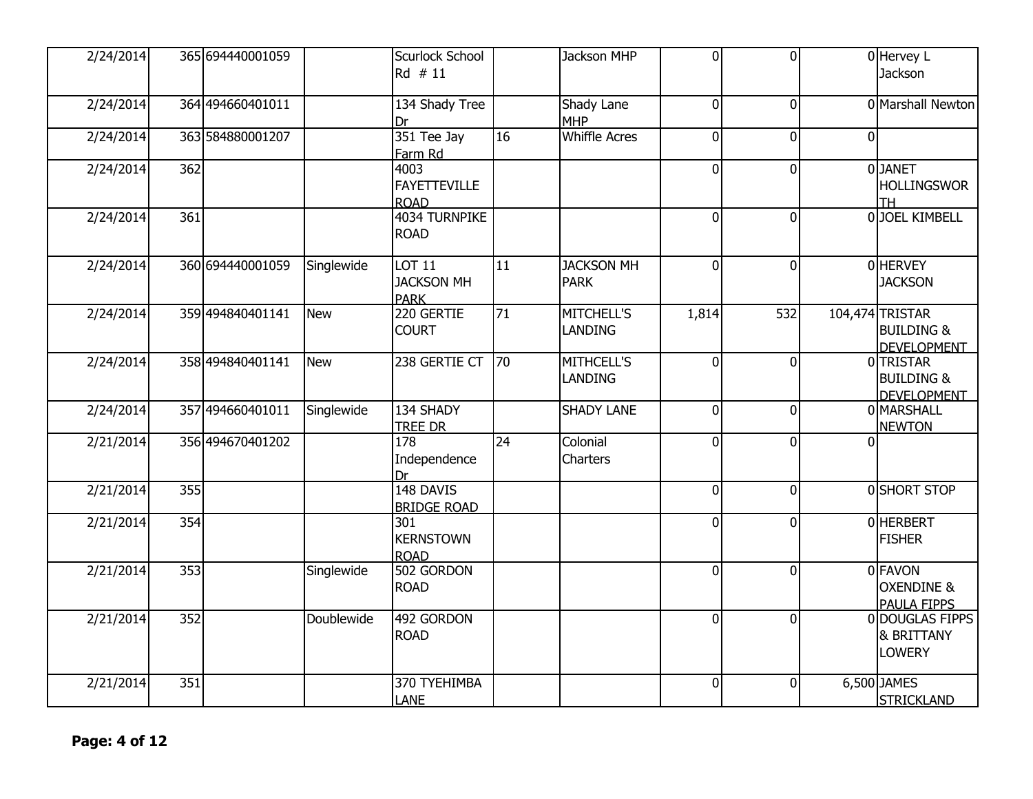| | | | | | | | | | | |
|---|---|---|---|---|---|---|---|---|---|---|
| 2/24/2014 | 365 | 694440001059 | | Scurlock School Rd # 11 | | Jackson MHP | 0 | 0 | 0 | Hervey L Jackson |
| 2/24/2014 | 364 | 494660401011 | | 134 Shady Tree Dr | | Shady Lane MHP | 0 | 0 | 0 | Marshall Newton |
| 2/24/2014 | 363 | 584880001207 | | 351 Tee Jay Farm Rd | 16 | Whiffle Acres | 0 | 0 | 0 | |
| 2/24/2014 | 362 | | | 4003 FAYETTEVILLE ROAD | | | 0 | 0 | 0 | JANET HOLLINGSWORTH |
| 2/24/2014 | 361 | | | 4034 TURNPIKE ROAD | | | 0 | 0 | 0 | JOEL KIMBELL |
| 2/24/2014 | 360 | 694440001059 | Singlewide | LOT 11 JACKSON MH PARK | 11 | JACKSON MH PARK | 0 | 0 | 0 | HERVEY JACKSON |
| 2/24/2014 | 359 | 494840401141 | New | 220 GERTIE COURT | 71 | MITCHELL'S LANDING | 1,814 | 532 | 104,474 | TRISTAR BUILDING & DEVELOPMENT |
| 2/24/2014 | 358 | 494840401141 | New | 238 GERTIE CT | 70 | MITHCELL'S LANDING | 0 | 0 | 0 | TRISTAR BUILDING & DEVELOPMENT |
| 2/24/2014 | 357 | 494660401011 | Singlewide | 134 SHADY TREE DR | | SHADY LANE | 0 | 0 | 0 | MARSHALL NEWTON |
| 2/21/2014 | 356 | 494670401202 | | 178 Independence Dr | 24 | Colonial Charters | 0 | 0 | 0 | |
| 2/21/2014 | 355 | | | 148 DAVIS BRIDGE ROAD | | | 0 | 0 | 0 | SHORT STOP |
| 2/21/2014 | 354 | | | 301 KERNSTOWN ROAD | | | 0 | 0 | 0 | HERBERT FISHER |
| 2/21/2014 | 353 | | Singlewide | 502 GORDON ROAD | | | 0 | 0 | 0 | FAVON OXENDINE & PAULA FIPPS |
| 2/21/2014 | 352 | | Doublewide | 492 GORDON ROAD | | | 0 | 0 | 0 | DOUGLAS FIPPS & BRITTANY LOWERY |
| 2/21/2014 | 351 | | | 370 TYEHIMBA LANE | | | 0 | 0 | 6,500 | JAMES STRICKLAND |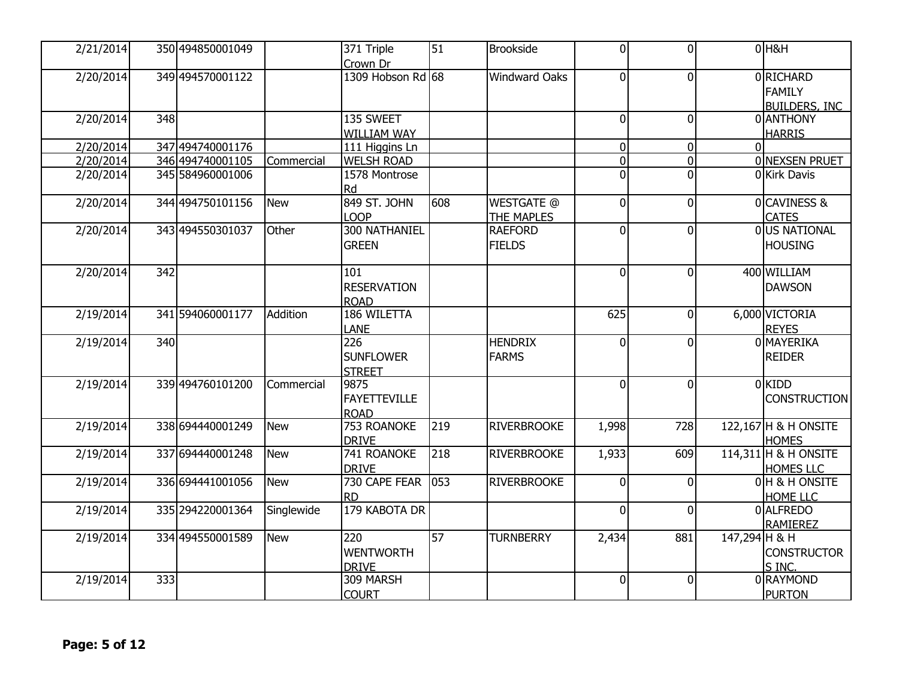| | | | | | | | | | | |
|---|---|---|---|---|---|---|---|---|---|---|
| 2/21/2014 | 350 | 494850001049 | | 371 Triple Crown Dr | 51 | Brookside | 0 | 0 | 0 | H&H |
| 2/20/2014 | 349 | 494570001122 | | 1309 Hobson Rd | 68 | Windward Oaks | 0 | 0 | 0 | RICHARD FAMILY BUILDERS, INC |
| 2/20/2014 | 348 | | | 135 SWEET WILLIAM WAY | | | 0 | 0 | 0 | ANTHONY HARRIS |
| 2/20/2014 | 347 | 494740001176 | | 111 Higgins Ln | | | 0 | 0 | 0 | |
| 2/20/2014 | 346 | 494740001105 | Commercial | WELSH ROAD | | | 0 | 0 | 0 | NEXSEN PRUET |
| 2/20/2014 | 345 | 584960001006 | | 1578 Montrose Rd | | | 0 | 0 | 0 | Kirk Davis |
| 2/20/2014 | 344 | 494750101156 | New | 849 ST. JOHN LOOP | 608 | WESTGATE @ THE MAPLES | 0 | 0 | 0 | CAVINESS & CATES |
| 2/20/2014 | 343 | 494550301037 | Other | 300 NATHANIEL GREEN | | RAEFORD FIELDS | 0 | 0 | 0 | US NATIONAL HOUSING |
| 2/20/2014 | 342 | | | 101 RESERVATION ROAD | | | 0 | 0 | 400 | WILLIAM DAWSON |
| 2/19/2014 | 341 | 594060001177 | Addition | 186 WILETTA LANE | | | 625 | 0 | 6,000 | VICTORIA REYES |
| 2/19/2014 | 340 | | | 226 SUNFLOWER STREET | | HENDRIX FARMS | 0 | 0 | 0 | MAYERIKA REIDER |
| 2/19/2014 | 339 | 494760101200 | Commercial | 9875 FAYETTEVILLE ROAD | | | 0 | 0 | 0 | KIDD CONSTRUCTION |
| 2/19/2014 | 338 | 694440001249 | New | 753 ROANOKE DRIVE | 219 | RIVERBROOKE | 1,998 | 728 | 122,167 | H & H ONSITE HOMES |
| 2/19/2014 | 337 | 694440001248 | New | 741 ROANOKE DRIVE | 218 | RIVERBROOKE | 1,933 | 609 | 114,311 | H & H ONSITE HOMES LLC |
| 2/19/2014 | 336 | 694441001056 | New | 730 CAPE FEAR RD | 053 | RIVERBROOKE | 0 | 0 | 0 | H & H ONSITE HOME LLC |
| 2/19/2014 | 335 | 294220001364 | Singlewide | 179 KABOTA DR | | | 0 | 0 | 0 | ALFREDO RAMIEREZ |
| 2/19/2014 | 334 | 494550001589 | New | 220 WENTWORTH DRIVE | 57 | TURNBERRY | 2,434 | 881 | 147,294 | H & H CONSTRUCTORS INC. |
| 2/19/2014 | 333 | | | 309 MARSH COURT | | | 0 | 0 | 0 | RAYMOND PURTON |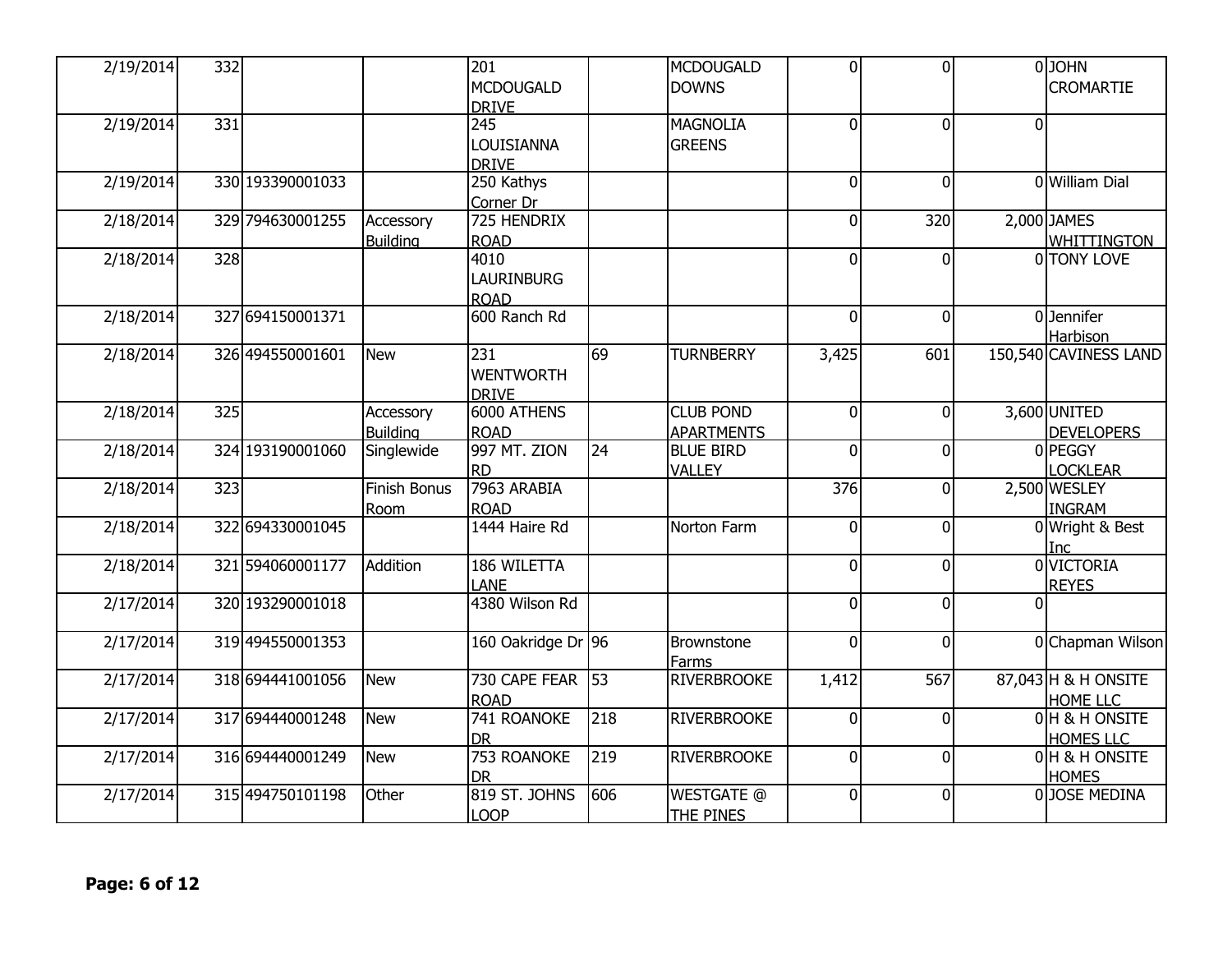| | | | | | | | | | | |
|---|---|---|---|---|---|---|---|---|---|---|
| 2/19/2014 | 332 | | | 201 MCDOUGALD DRIVE | | MCDOUGALD DOWNS | 0 | 0 | 0 | JOHN CROMARTIE |
| 2/19/2014 | 331 | | | 245 LOUISIANNA DRIVE | | MAGNOLIA GREENS | 0 | 0 | 0 | |
| 2/19/2014 | 330 | 193390001033 | | 250 Kathys Corner Dr | | | 0 | 0 | 0 | William Dial |
| 2/18/2014 | 329 | 794630001255 | Accessory Building | 725 HENDRIX ROAD | | | 0 | 320 | 2,000 | JAMES WHITTINGTON |
| 2/18/2014 | 328 | | | 4010 LAURINBURG ROAD | | | 0 | 0 | 0 | TONY LOVE |
| 2/18/2014 | 327 | 694150001371 | | 600 Ranch Rd | | | 0 | 0 | 0 | Jennifer Harbison |
| 2/18/2014 | 326 | 494550001601 | New | 231 WENTWORTH DRIVE | 69 | TURNBERRY | 3,425 | 601 | 150,540 | CAVINESS LAND |
| 2/18/2014 | 325 | | Accessory Building | 6000 ATHENS ROAD | | CLUB POND APARTMENTS | 0 | 0 | 3,600 | UNITED DEVELOPERS |
| 2/18/2014 | 324 | 193190001060 | Singlewide | 997 MT. ZION RD | 24 | BLUE BIRD VALLEY | 0 | 0 | 0 | PEGGY LOCKLEAR |
| 2/18/2014 | 323 | | Finish Bonus Room | 7963 ARABIA ROAD | | | 376 | 0 | 2,500 | WESLEY INGRAM |
| 2/18/2014 | 322 | 694330001045 | | 1444 Haire Rd | | Norton Farm | 0 | 0 | 0 | Wright & Best Inc |
| 2/18/2014 | 321 | 594060001177 | Addition | 186 WILETTA LANE | | | 0 | 0 | 0 | VICTORIA REYES |
| 2/17/2014 | 320 | 193290001018 | | 4380 Wilson Rd | | | 0 | 0 | 0 | |
| 2/17/2014 | 319 | 494550001353 | | 160 Oakridge Dr | 96 | Brownstone Farms | 0 | 0 | 0 | Chapman Wilson |
| 2/17/2014 | 318 | 694441001056 | New | 730 CAPE FEAR ROAD | 53 | RIVERBROOKE | 1,412 | 567 | 87,043 | H & H ONSITE HOME LLC |
| 2/17/2014 | 317 | 694440001248 | New | 741 ROANOKE DR | 218 | RIVERBROOKE | 0 | 0 | 0 | H & H ONSITE HOMES LLC |
| 2/17/2014 | 316 | 694440001249 | New | 753 ROANOKE DR | 219 | RIVERBROOKE | 0 | 0 | 0 | H & H ONSITE HOMES |
| 2/17/2014 | 315 | 494750101198 | Other | 819 ST. JOHNS LOOP | 606 | WESTGATE @ THE PINES | 0 | 0 | 0 | JOSE MEDINA |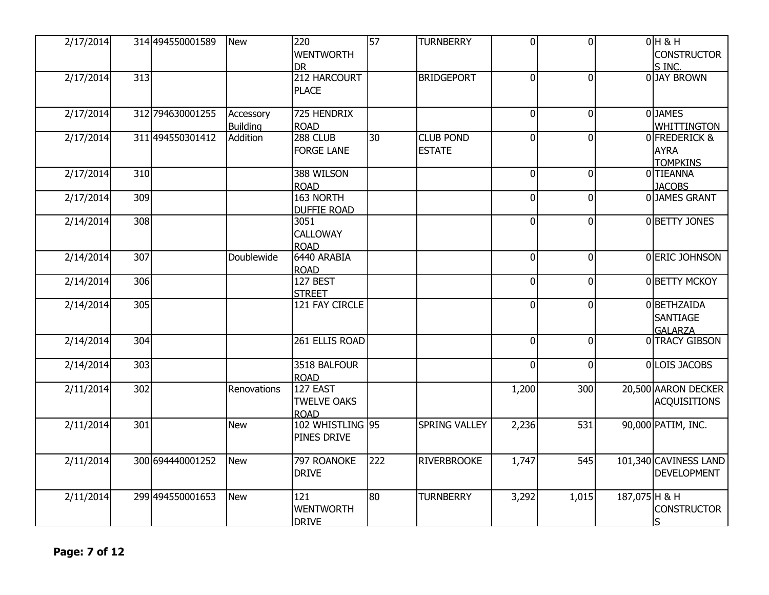| | | | | | | | | | | |
|---|---|---|---|---|---|---|---|---|---|---|
| 2/17/2014 | 314 | 494550001589 | New | 220 WENTWORTH DR | 57 | TURNBERRY | 0 | 0 | 0 | H & H CONSTRUCTORS INC. |
| 2/17/2014 | 313 | | | 212 HARCOURT PLACE | | BRIDGEPORT | 0 | 0 | 0 | JAY BROWN |
| 2/17/2014 | 312 | 794630001255 | Accessory Building | 725 HENDRIX ROAD | | | 0 | 0 | 0 | JAMES WHITTINGTON |
| 2/17/2014 | 311 | 494550301412 | Addition | 288 CLUB FORGE LANE | 30 | CLUB POND ESTATE | 0 | 0 | 0 | FREDERICK & AYRA TOMPKINS |
| 2/17/2014 | 310 | | | 388 WILSON ROAD | | | 0 | 0 | 0 | TIEANNA JACOBS |
| 2/17/2014 | 309 | | | 163 NORTH DUFFIE ROAD | | | 0 | 0 | 0 | JAMES GRANT |
| 2/14/2014 | 308 | | | 3051 CALLOWAY ROAD | | | 0 | 0 | 0 | BETTY JONES |
| 2/14/2014 | 307 | | Doublewide | 6440 ARABIA ROAD | | | 0 | 0 | 0 | ERIC JOHNSON |
| 2/14/2014 | 306 | | | 127 BEST STREET | | | 0 | 0 | 0 | BETTY MCKOY |
| 2/14/2014 | 305 | | | 121 FAY CIRCLE | | | 0 | 0 | 0 | BETHZAIDA SANTIAGE GALARZA |
| 2/14/2014 | 304 | | | 261 ELLIS ROAD | | | 0 | 0 | 0 | TRACY GIBSON |
| 2/14/2014 | 303 | | | 3518 BALFOUR ROAD | | | 0 | 0 | 0 | LOIS JACOBS |
| 2/11/2014 | 302 | | Renovations | 127 EAST TWELVE OAKS ROAD | | | 1,200 | 300 | 20,500 | AARON DECKER ACQUISITIONS |
| 2/11/2014 | 301 | | New | 102 WHISTLING PINES DRIVE | 95 | SPRING VALLEY | 2,236 | 531 | 90,000 | PATIM, INC. |
| 2/11/2014 | 300 | 694440001252 | New | 797 ROANOKE DRIVE | 222 | RIVERBROOKE | 1,747 | 545 | 101,340 | CAVINESS LAND DEVELOPMENT |
| 2/11/2014 | 299 | 494550001653 | New | 121 WENTWORTH DRIVE | 80 | TURNBERRY | 3,292 | 1,015 | 187,075 | H & H CONSTRUCTORS |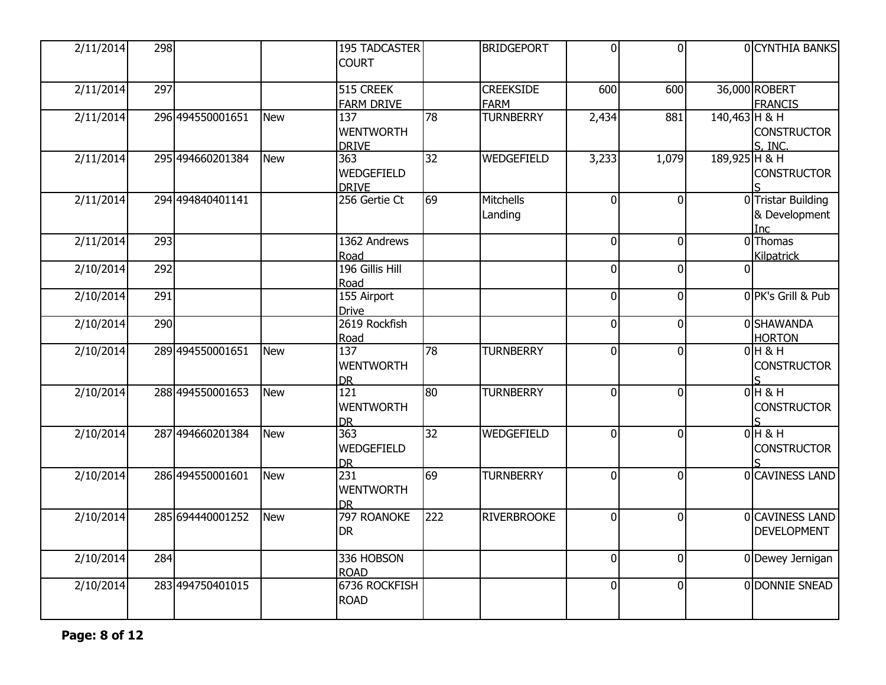| | | | | | | | | | | |
|---|---|---|---|---|---|---|---|---|---|---|
| 2/11/2014 | 298 | | | 195 TADCASTER COURT | | BRIDGEPORT | 0 | 0 | 0 | CYNTHIA BANKS |
| 2/11/2014 | 297 | | | 515 CREEK FARM DRIVE | | CREEKSIDE FARM | 600 | 600 | 36,000 | ROBERT FRANCIS |
| 2/11/2014 | 296 | 494550001651 | New | 137 WENTWORTH DRIVE | 78 | TURNBERRY | 2,434 | 881 | 140,463 | H & H CONSTRUCTORS, INC. |
| 2/11/2014 | 295 | 494660201384 | New | 363 WEDGEFIELD DRIVE | 32 | WEDGEFIELD | 3,233 | 1,079 | 189,925 | H & H CONSTRUCTORS |
| 2/11/2014 | 294 | 494840401141 | | 256 Gertie Ct | 69 | Mitchells Landing | 0 | 0 | 0 | Tristar Building & Development Inc |
| 2/11/2014 | 293 | | | 1362 Andrews Road | | | 0 | 0 | 0 | Thomas Kilpatrick |
| 2/10/2014 | 292 | | | 196 Gillis Hill Road | | | 0 | 0 | 0 | |
| 2/10/2014 | 291 | | | 155 Airport Drive | | | 0 | 0 | 0 | PK's Grill & Pub |
| 2/10/2014 | 290 | | | 2619 Rockfish Road | | | 0 | 0 | 0 | SHAWANDA HORTON |
| 2/10/2014 | 289 | 494550001651 | New | 137 WENTWORTH DR | 78 | TURNBERRY | 0 | 0 | 0 | H & H CONSTRUCTORS |
| 2/10/2014 | 288 | 494550001653 | New | 121 WENTWORTH DR | 80 | TURNBERRY | 0 | 0 | 0 | H & H CONSTRUCTORS |
| 2/10/2014 | 287 | 494660201384 | New | 363 WEDGEFIELD DR | 32 | WEDGEFIELD | 0 | 0 | 0 | H & H CONSTRUCTORS |
| 2/10/2014 | 286 | 494550001601 | New | 231 WENTWORTH DR | 69 | TURNBERRY | 0 | 0 | 0 | CAVINESS LAND |
| 2/10/2014 | 285 | 694440001252 | New | 797 ROANOKE DR | 222 | RIVERBROOKE | 0 | 0 | 0 | CAVINESS LAND DEVELOPMENT |
| 2/10/2014 | 284 | | | 336 HOBSON ROAD | | | 0 | 0 | 0 | Dewey Jernigan |
| 2/10/2014 | 283 | 494750401015 | | 6736 ROCKFISH ROAD | | | 0 | 0 | 0 | DONNIE SNEAD |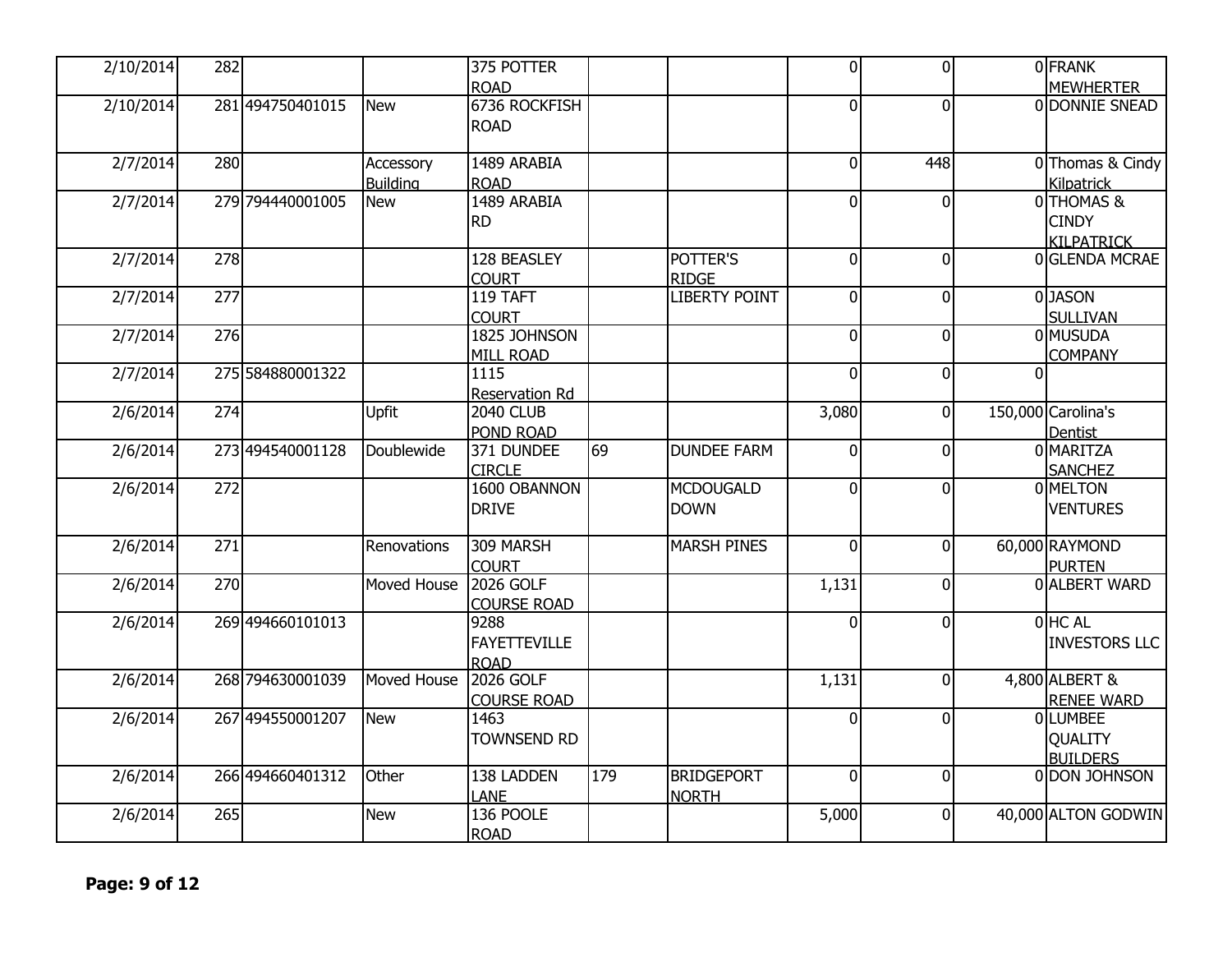| | | | | | | | | | | |
|---|---|---|---|---|---|---|---|---|---|---|
| 2/10/2014 | 282 | | | 375 POTTER ROAD | | | 0 | 0 | 0 | FRANK MEWHERTER |
| 2/10/2014 | 281 | 494750401015 | New | 6736 ROCKFISH ROAD | | | 0 | 0 | 0 | DONNIE SNEAD |
| 2/7/2014 | 280 | | Accessory Building | 1489 ARABIA ROAD | | | 0 | 448 | 0 | Thomas & Cindy Kilpatrick |
| 2/7/2014 | 279 | 794440001005 | New | 1489 ARABIA RD | | | 0 | 0 | 0 | THOMAS & CINDY KILPATRICK |
| 2/7/2014 | 278 | | | 128 BEASLEY COURT | | POTTER'S RIDGE | 0 | 0 | 0 | GLENDA MCRAE |
| 2/7/2014 | 277 | | | 119 TAFT COURT | | LIBERTY POINT | 0 | 0 | 0 | JASON SULLIVAN |
| 2/7/2014 | 276 | | | 1825 JOHNSON MILL ROAD | | | 0 | 0 | 0 | MUSUDA COMPANY |
| 2/7/2014 | 275 | 584880001322 | | 1115 Reservation Rd | | | 0 | 0 | 0 | |
| 2/6/2014 | 274 | | Upfit | 2040 CLUB POND ROAD | | | 3,080 | 0 | 150,000 | Carolina's Dentist |
| 2/6/2014 | 273 | 494540001128 | Doublewide | 371 DUNDEE CIRCLE | 69 | DUNDEE FARM | 0 | 0 | 0 | MARITZA SANCHEZ |
| 2/6/2014 | 272 | | | 1600 OBANNON DRIVE | | MCDOUGALD DOWN | 0 | 0 | 0 | MELTON VENTURES |
| 2/6/2014 | 271 | | Renovations | 309 MARSH COURT | | MARSH PINES | 0 | 0 | 60,000 | RAYMOND PURTEN |
| 2/6/2014 | 270 | | Moved House | 2026 GOLF COURSE ROAD | | | 1,131 | 0 | 0 | ALBERT WARD |
| 2/6/2014 | 269 | 494660101013 | | 9288 FAYETTEVILLE ROAD | | | 0 | 0 | 0 | HC AL INVESTORS LLC |
| 2/6/2014 | 268 | 794630001039 | Moved House | 2026 GOLF COURSE ROAD | | | 1,131 | 0 | 4,800 | ALBERT & RENEE WARD |
| 2/6/2014 | 267 | 494550001207 | New | 1463 TOWNSEND RD | | | 0 | 0 | 0 | LUMBEE QUALITY BUILDERS |
| 2/6/2014 | 266 | 494660401312 | Other | 138 LADDEN LANE | 179 | BRIDGEPORT NORTH | 0 | 0 | 0 | DON JOHNSON |
| 2/6/2014 | 265 | | New | 136 POOLE ROAD | | | 5,000 | 0 | 40,000 | ALTON GODWIN |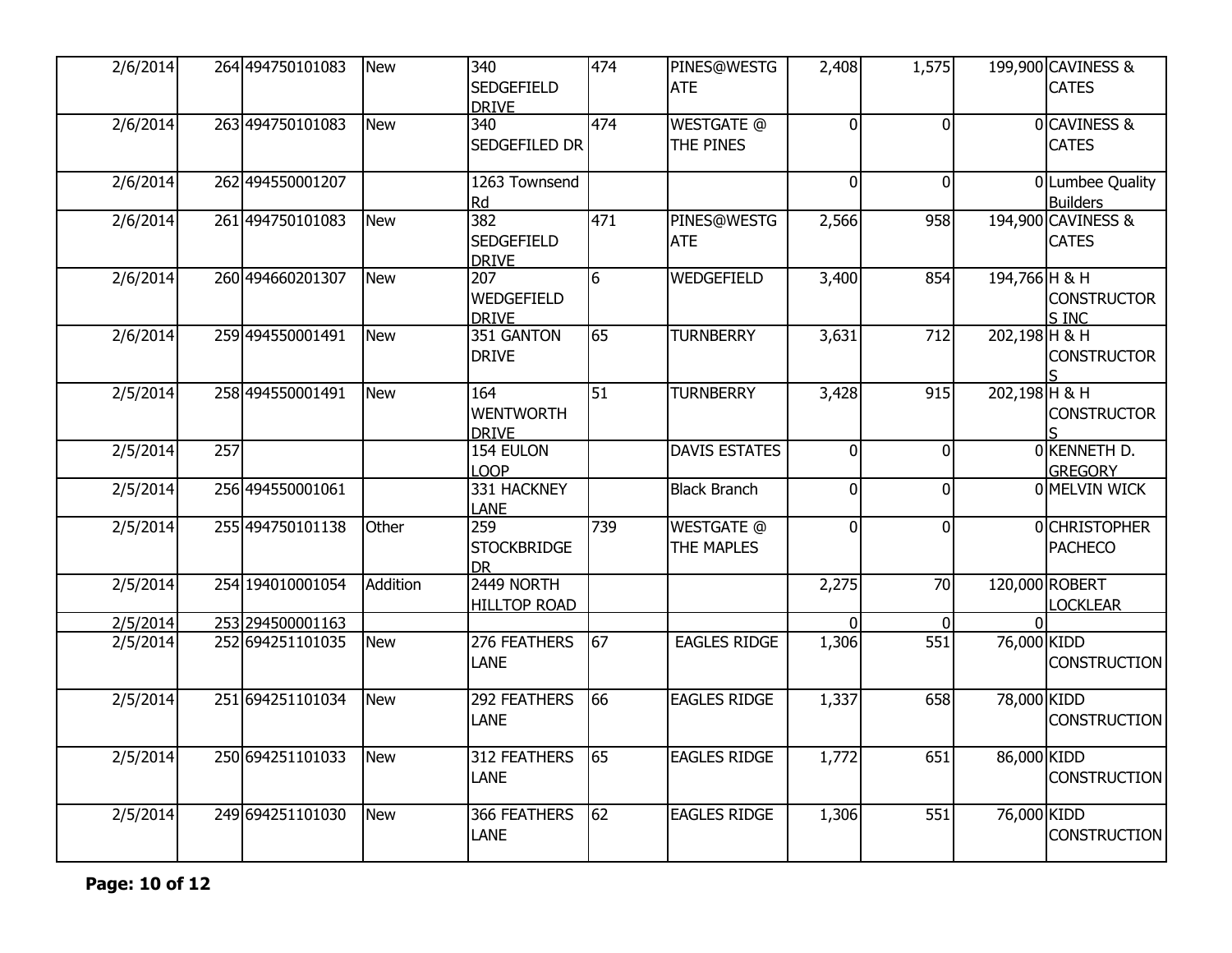| | | | | | | | | | | |
|---|---|---|---|---|---|---|---|---|---|---|
| 2/6/2014 | 264 | 494750101083 | New | 340 SEDGEFIELD DRIVE | 474 | PINES@WESTGATE | 2,408 | 1,575 | 199,900 | CAVINESS & CATES |
| 2/6/2014 | 263 | 494750101083 | New | 340 SEDGEFILED DR | 474 | WESTGATE @ THE PINES | 0 | 0 | 0 | CAVINESS & CATES |
| 2/6/2014 | 262 | 494550001207 | | 1263 Townsend Rd | | | 0 | 0 | 0 | Lumbee Quality Builders |
| 2/6/2014 | 261 | 494750101083 | New | 382 SEDGEFIELD DRIVE | 471 | PINES@WESTGATE | 2,566 | 958 | 194,900 | CAVINESS & CATES |
| 2/6/2014 | 260 | 494660201307 | New | 207 WEDGEFIELD DRIVE | 6 | WEDGEFIELD | 3,400 | 854 | 194,766 | H & H CONSTRUCTORS INC |
| 2/6/2014 | 259 | 494550001491 | New | 351 GANTON DRIVE | 65 | TURNBERRY | 3,631 | 712 | 202,198 | H & H CONSTRUCTORS |
| 2/5/2014 | 258 | 494550001491 | New | 164 WENTWORTH DRIVE | 51 | TURNBERRY | 3,428 | 915 | 202,198 | H & H CONSTRUCTORS |
| 2/5/2014 | 257 | | | 154 EULON LOOP | | DAVIS ESTATES | 0 | 0 | 0 | KENNETH D. GREGORY |
| 2/5/2014 | 256 | 494550001061 | | 331 HACKNEY LANE | | Black Branch | 0 | 0 | 0 | MELVIN WICK |
| 2/5/2014 | 255 | 494750101138 | Other | 259 STOCKBRIDGE DR | 739 | WESTGATE @ THE MAPLES | 0 | 0 | 0 | CHRISTOPHER PACHECO |
| 2/5/2014 | 254 | 194010001054 | Addition | 2449 NORTH HILLTOP ROAD | | | 2,275 | 70 | 120,000 | ROBERT LOCKLEAR |
| 2/5/2014 | 253 | 294500001163 | | | | | 0 | 0 | 0 | |
| 2/5/2014 | 252 | 694251101035 | New | 276 FEATHERS LANE | 67 | EAGLES RIDGE | 1,306 | 551 | 76,000 | KIDD CONSTRUCTION |
| 2/5/2014 | 251 | 694251101034 | New | 292 FEATHERS LANE | 66 | EAGLES RIDGE | 1,337 | 658 | 78,000 | KIDD CONSTRUCTION |
| 2/5/2014 | 250 | 694251101033 | New | 312 FEATHERS LANE | 65 | EAGLES RIDGE | 1,772 | 651 | 86,000 | KIDD CONSTRUCTION |
| 2/5/2014 | 249 | 694251101030 | New | 366 FEATHERS LANE | 62 | EAGLES RIDGE | 1,306 | 551 | 76,000 | KIDD CONSTRUCTION |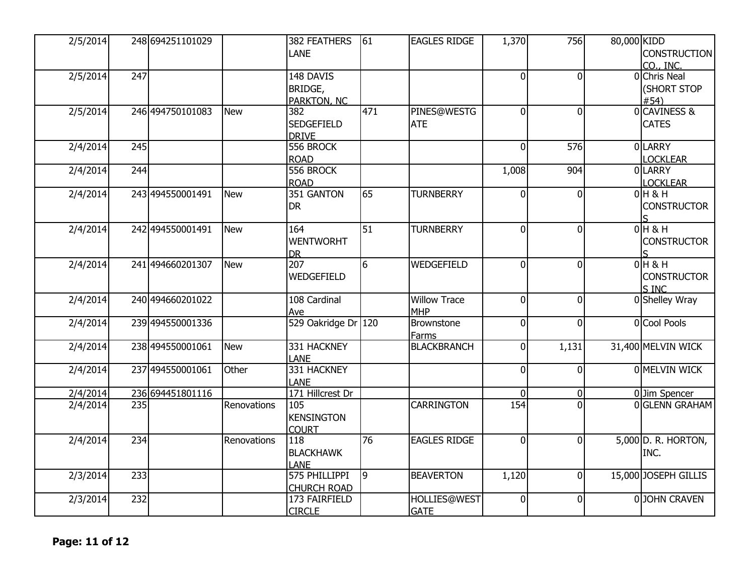| | | | | | | | | | | |
|---|---|---|---|---|---|---|---|---|---|---|
| 2/5/2014 | 248 | 694251101029 | | 382 FEATHERS LANE | 61 | EAGLES RIDGE | 1,370 | 756 | 80,000 | KIDD CONSTRUCTION CO., INC. |
| 2/5/2014 | 247 | | | 148 DAVIS BRIDGE, PARKTON, NC | | | 0 | 0 | 0 | Chris Neal (SHORT STOP #54) |
| 2/5/2014 | 246 | 494750101083 | New | 382 SEDGEFIELD DRIVE | 471 | PINES@WESTGATE | 0 | 0 | 0 | CAVINESS & CATES |
| 2/4/2014 | 245 | | | 556 BROCK ROAD | | | 0 | 576 | 0 | LARRY LOCKLEAR |
| 2/4/2014 | 244 | | | 556 BROCK ROAD | | | 1,008 | 904 | 0 | LARRY LOCKLEAR |
| 2/4/2014 | 243 | 494550001491 | New | 351 GANTON DR | 65 | TURNBERRY | 0 | 0 | 0 | H & H CONSTRUCTORS |
| 2/4/2014 | 242 | 494550001491 | New | 164 WENTWORHT DR | 51 | TURNBERRY | 0 | 0 | 0 | H & H CONSTRUCTORS |
| 2/4/2014 | 241 | 494660201307 | New | 207 WEDGEFIELD | 6 | WEDGEFIELD | 0 | 0 | 0 | H & H CONSTRUCTORS INC |
| 2/4/2014 | 240 | 494660201022 | | 108 Cardinal Ave | | Willow Trace MHP | 0 | 0 | 0 | Shelley Wray |
| 2/4/2014 | 239 | 494550001336 | | 529 Oakridge Dr | 120 | Brownstone Farms | 0 | 0 | 0 | Cool Pools |
| 2/4/2014 | 238 | 494550001061 | New | 331 HACKNEY LANE | | BLACKBRANCH | 0 | 1,131 | 31,400 | MELVIN WICK |
| 2/4/2014 | 237 | 494550001061 | Other | 331 HACKNEY LANE | | | 0 | 0 | 0 | MELVIN WICK |
| 2/4/2014 | 236 | 694451801116 | | 171 Hillcrest Dr | | | 0 | 0 | 0 | Jim Spencer |
| 2/4/2014 | 235 | | Renovations | 105 KENSINGTON COURT | | CARRINGTON | 154 | 0 | 0 | GLENN GRAHAM |
| 2/4/2014 | 234 | | Renovations | 118 BLACKHAWK LANE | 76 | EAGLES RIDGE | 0 | 0 | 5,000 | D. R. HORTON, INC. |
| 2/3/2014 | 233 | | | 575 PHILLIPPI CHURCH ROAD | 9 | BEAVERTON | 1,120 | 0 | 15,000 | JOSEPH GILLIS |
| 2/3/2014 | 232 | | | 173 FAIRFIELD CIRCLE | | HOLLIES@WESTGATE | 0 | 0 | 0 | JOHN CRAVEN |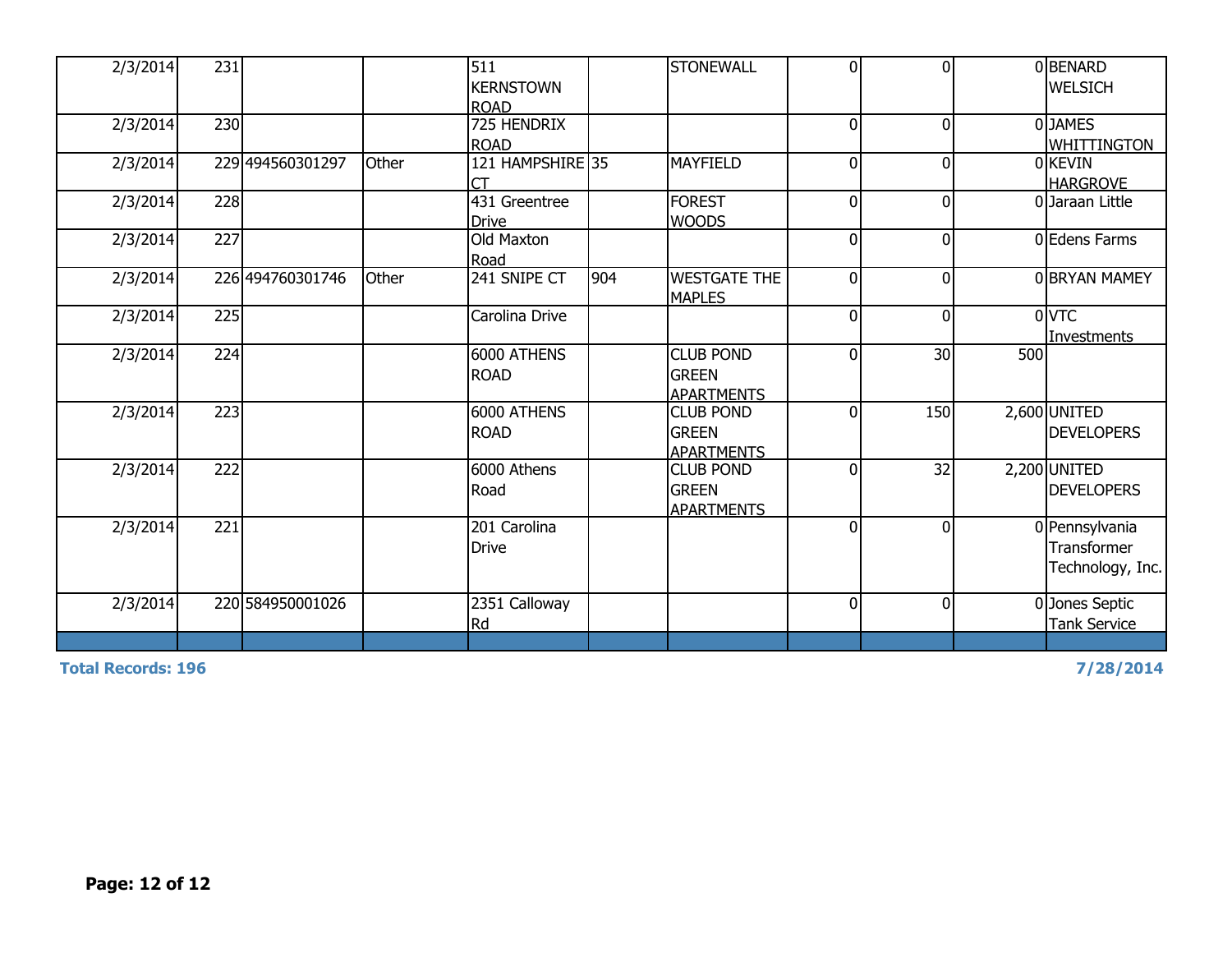| | | | | | | | | | | |
|---|---|---|---|---|---|---|---|---|---|---|
| 2/3/2014 | 231 | | | 511 KERNSTOWN ROAD | | STONEWALL | 0 | 0 | 0 | BENARD WELSICH |
| 2/3/2014 | 230 | | | 725 HENDRIX ROAD | | | 0 | 0 | 0 | JAMES WHITTINGTON |
| 2/3/2014 | 229 | 494560301297 | Other | 121 HAMPSHIRE CT | 35 | MAYFIELD | 0 | 0 | 0 | KEVIN HARGROVE |
| 2/3/2014 | 228 | | | 431 Greentree Drive | | FOREST WOODS | 0 | 0 | 0 | Jaraan Little |
| 2/3/2014 | 227 | | | Old Maxton Road | | | 0 | 0 | 0 | Edens Farms |
| 2/3/2014 | 226 | 494760301746 | Other | 241 SNIPE CT | 904 | WESTGATE THE MAPLES | 0 | 0 | 0 | BRYAN MAMEY |
| 2/3/2014 | 225 | | | Carolina Drive | | | 0 | 0 | 0 | VTC Investments |
| 2/3/2014 | 224 | | | 6000 ATHENS ROAD | | CLUB POND GREEN APARTMENTS | 0 | 30 | 500 | |
| 2/3/2014 | 223 | | | 6000 ATHENS ROAD | | CLUB POND GREEN APARTMENTS | 0 | 150 | 2,600 | UNITED DEVELOPERS |
| 2/3/2014 | 222 | | | 6000 Athens Road | | CLUB POND GREEN APARTMENTS | 0 | 32 | 2,200 | UNITED DEVELOPERS |
| 2/3/2014 | 221 | | | 201 Carolina Drive | | | 0 | 0 | 0 | Pennsylvania Transformer Technology, Inc. |
| 2/3/2014 | 220 | 584950001026 | | 2351 Calloway Rd | | | 0 | 0 | 0 | Jones Septic Tank Service |

**Total Records: 196**

**7/28/2014**